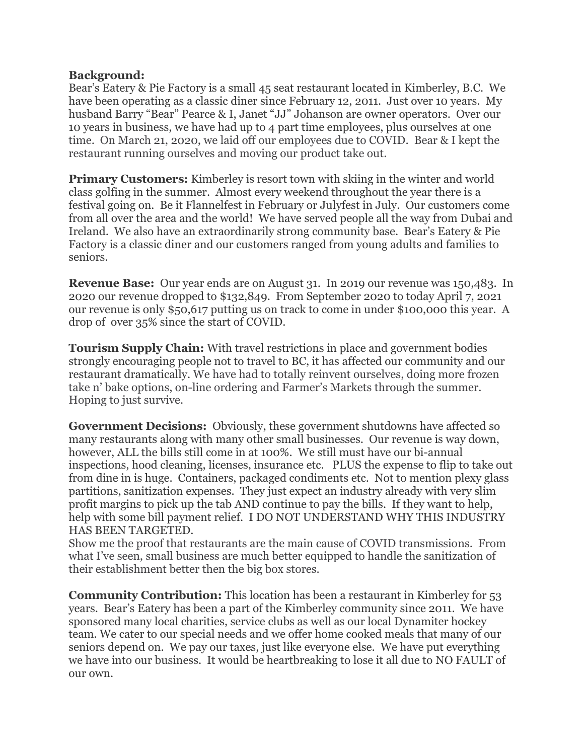**Background:**
Bear's Eatery & Pie Factory is a small 45 seat restaurant located in Kimberley, B.C. We have been operating as a classic diner since February 12, 2011. Just over 10 years. My husband Barry "Bear" Pearce & I, Janet "JJ" Johanson are owner operators. Over our 10 years in business, we have had up to 4 part time employees, plus ourselves at one time. On March 21, 2020, we laid off our employees due to COVID. Bear & I kept the restaurant running ourselves and moving our product take out.

**Primary Customers:** Kimberley is resort town with skiing in the winter and world class golfing in the summer. Almost every weekend throughout the year there is a festival going on. Be it Flannelfest in February or Julyfest in July. Our customers come from all over the area and the world! We have served people all the way from Dubai and Ireland. We also have an extraordinarily strong community base. Bear's Eatery & Pie Factory is a classic diner and our customers ranged from young adults and families to seniors.

**Revenue Base:** Our year ends are on August 31. In 2019 our revenue was 150,483. In 2020 our revenue dropped to $132,849. From September 2020 to today April 7, 2021 our revenue is only $50,617 putting us on track to come in under $100,000 this year. A drop of over 35% since the start of COVID.

**Tourism Supply Chain:** With travel restrictions in place and government bodies strongly encouraging people not to travel to BC, it has affected our community and our restaurant dramatically. We have had to totally reinvent ourselves, doing more frozen take n' bake options, on-line ordering and Farmer's Markets through the summer. Hoping to just survive.

**Government Decisions:** Obviously, these government shutdowns have affected so many restaurants along with many other small businesses. Our revenue is way down, however, ALL the bills still come in at 100%. We still must have our bi-annual inspections, hood cleaning, licenses, insurance etc. PLUS the expense to flip to take out from dine in is huge. Containers, packaged condiments etc. Not to mention plexy glass partitions, sanitization expenses. They just expect an industry already with very slim profit margins to pick up the tab AND continue to pay the bills. If they want to help, help with some bill payment relief. I DO NOT UNDERSTAND WHY THIS INDUSTRY HAS BEEN TARGETED.
Show me the proof that restaurants are the main cause of COVID transmissions. From what I've seen, small business are much better equipped to handle the sanitization of their establishment better then the big box stores.

**Community Contribution:** This location has been a restaurant in Kimberley for 53 years. Bear's Eatery has been a part of the Kimberley community since 2011. We have sponsored many local charities, service clubs as well as our local Dynamiter hockey team. We cater to our special needs and we offer home cooked meals that many of our seniors depend on. We pay our taxes, just like everyone else. We have put everything we have into our business. It would be heartbreaking to lose it all due to NO FAULT of our own.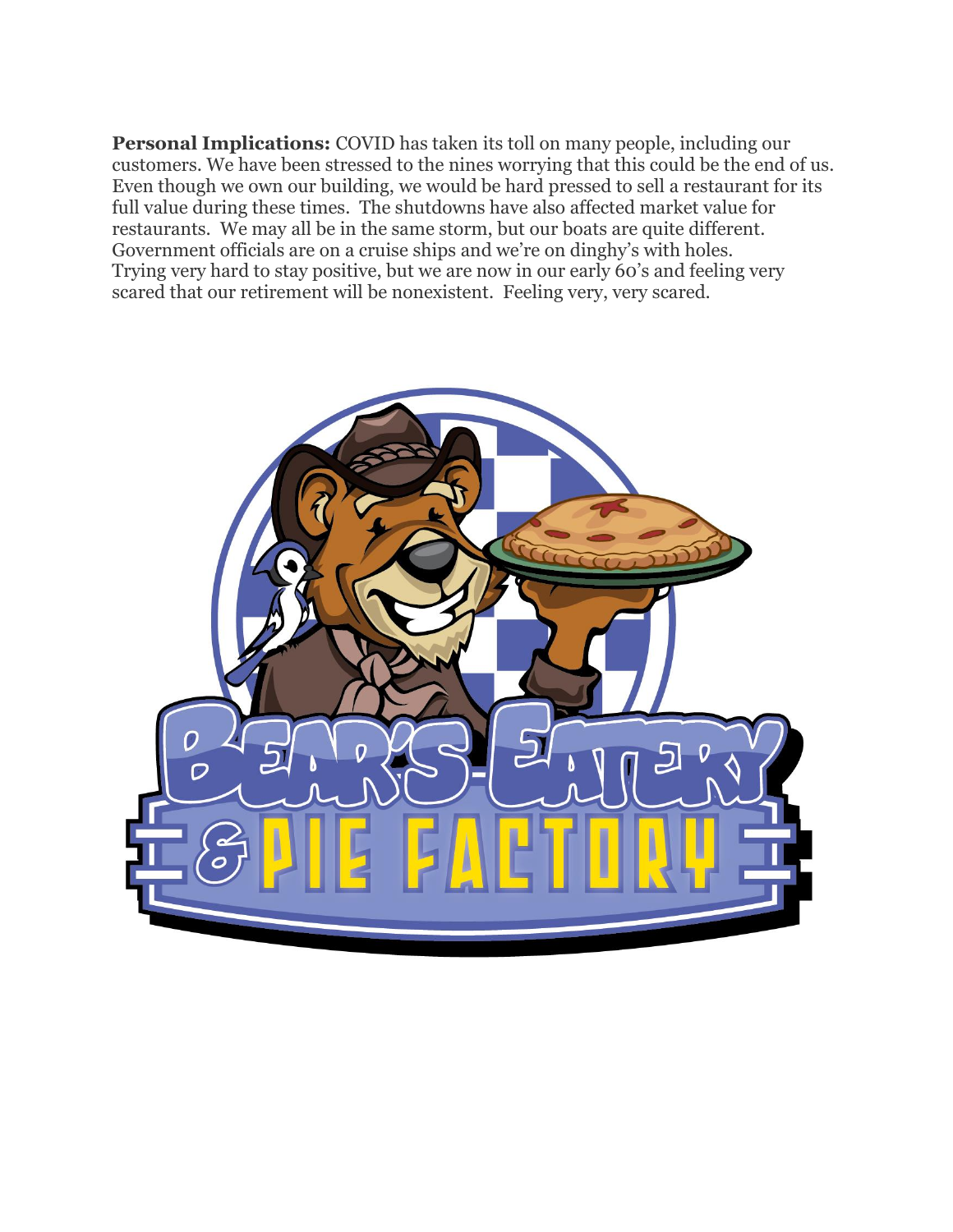**Personal Implications:** COVID has taken its toll on many people, including our customers. We have been stressed to the nines worrying that this could be the end of us. Even though we own our building, we would be hard pressed to sell a restaurant for its full value during these times. The shutdowns have also affected market value for restaurants. We may all be in the same storm, but our boats are quite different. Government officials are on a cruise ships and we're on dinghy's with holes. Trying very hard to stay positive, but we are now in our early 60's and feeling very scared that our retirement will be nonexistent. Feeling very, very scared.